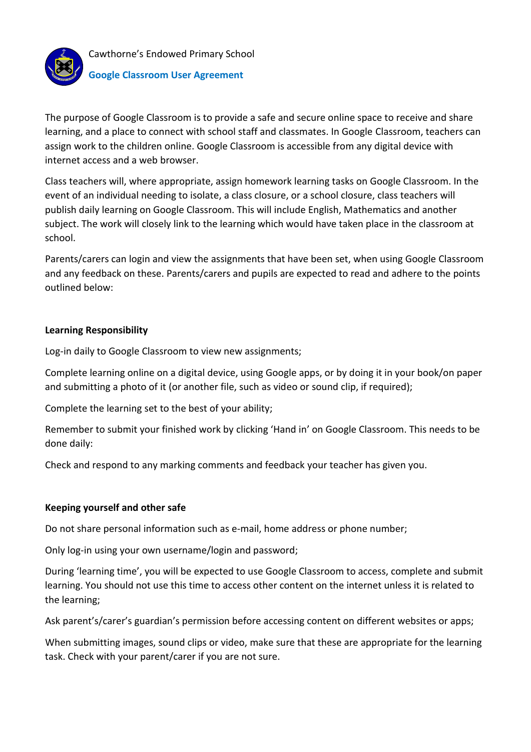Cawthorne's Endowed Primary School

## Google Classroom User Agreement

The purpose of Google Classroom is to provide a safe and secure online space to receive and share learning, and a place to connect with school staff and classmates. In Google Classroom, teachers can assign work to the children online. Google Classroom is accessible from any digital device with internet access and a web browser.

Class teachers will, where appropriate, assign homework learning tasks on Google Classroom. In the event of an individual needing to isolate, a class closure, or a school closure, class teachers will publish daily learning on Google Classroom. This will include English, Mathematics and another subject. The work will closely link to the learning which would have taken place in the classroom at school.

Parents/carers can login and view the assignments that have been set, when using Google Classroom and any feedback on these. Parents/carers and pupils are expected to read and adhere to the points outlined below:

**Learning Responsibility**

Log-in daily to Google Classroom to view new assignments;

Complete learning online on a digital device, using Google apps, or by doing it in your book/on paper and submitting a photo of it (or another file, such as video or sound clip, if required);

Complete the learning set to the best of your ability;

Remember to submit your finished work by clicking 'Hand in' on Google Classroom. This needs to be done daily:

Check and respond to any marking comments and feedback your teacher has given you.

**Keeping yourself and other safe**

Do not share personal information such as e-mail, home address or phone number;

Only log-in using your own username/login and password;

During 'learning time', you will be expected to use Google Classroom to access, complete and submit learning. You should not use this time to access other content on the internet unless it is related to the learning;

Ask parent's/carer's guardian's permission before accessing content on different websites or apps;

When submitting images, sound clips or video, make sure that these are appropriate for the learning task. Check with your parent/carer if you are not sure.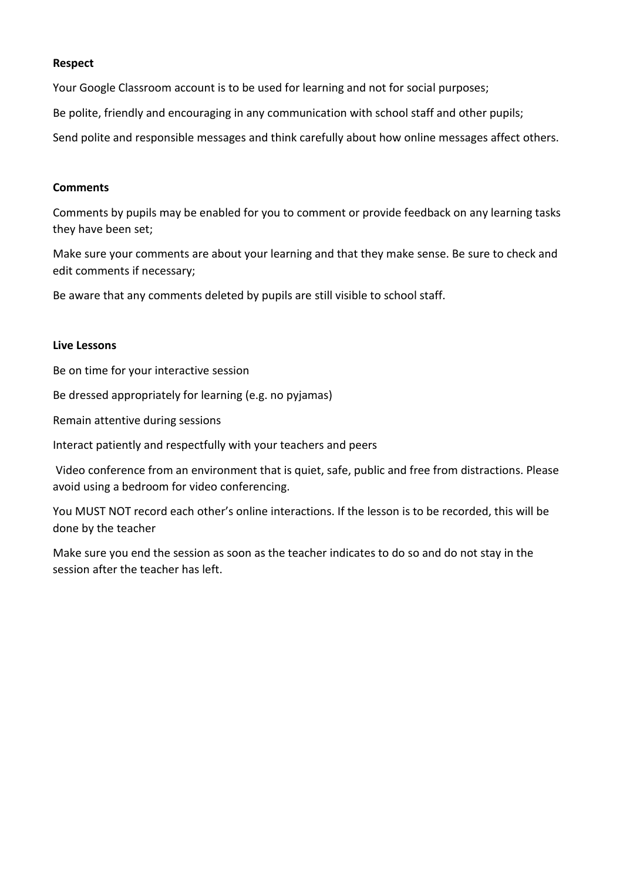**Respect**

Your Google Classroom account is to be used for learning and not for social purposes;

Be polite, friendly and encouraging in any communication with school staff and other pupils;

Send polite and responsible messages and think carefully about how online messages affect others.

**Comments**

Comments by pupils may be enabled for you to comment or provide feedback on any learning tasks they have been set;

Make sure your comments are about your learning and that they make sense. Be sure to check and edit comments if necessary;

Be aware that any comments deleted by pupils are still visible to school staff.

**Live Lessons**

Be on time for your interactive session

Be dressed appropriately for learning (e.g. no pyjamas)

Remain attentive during sessions

Interact patiently and respectfully with your teachers and peers

Video conference from an environment that is quiet, safe, public and free from distractions. Please avoid using a bedroom for video conferencing.

You MUST NOT record each other's online interactions. If the lesson is to be recorded, this will be done by the teacher

Make sure you end the session as soon as the teacher indicates to do so and do not stay in the session after the teacher has left.